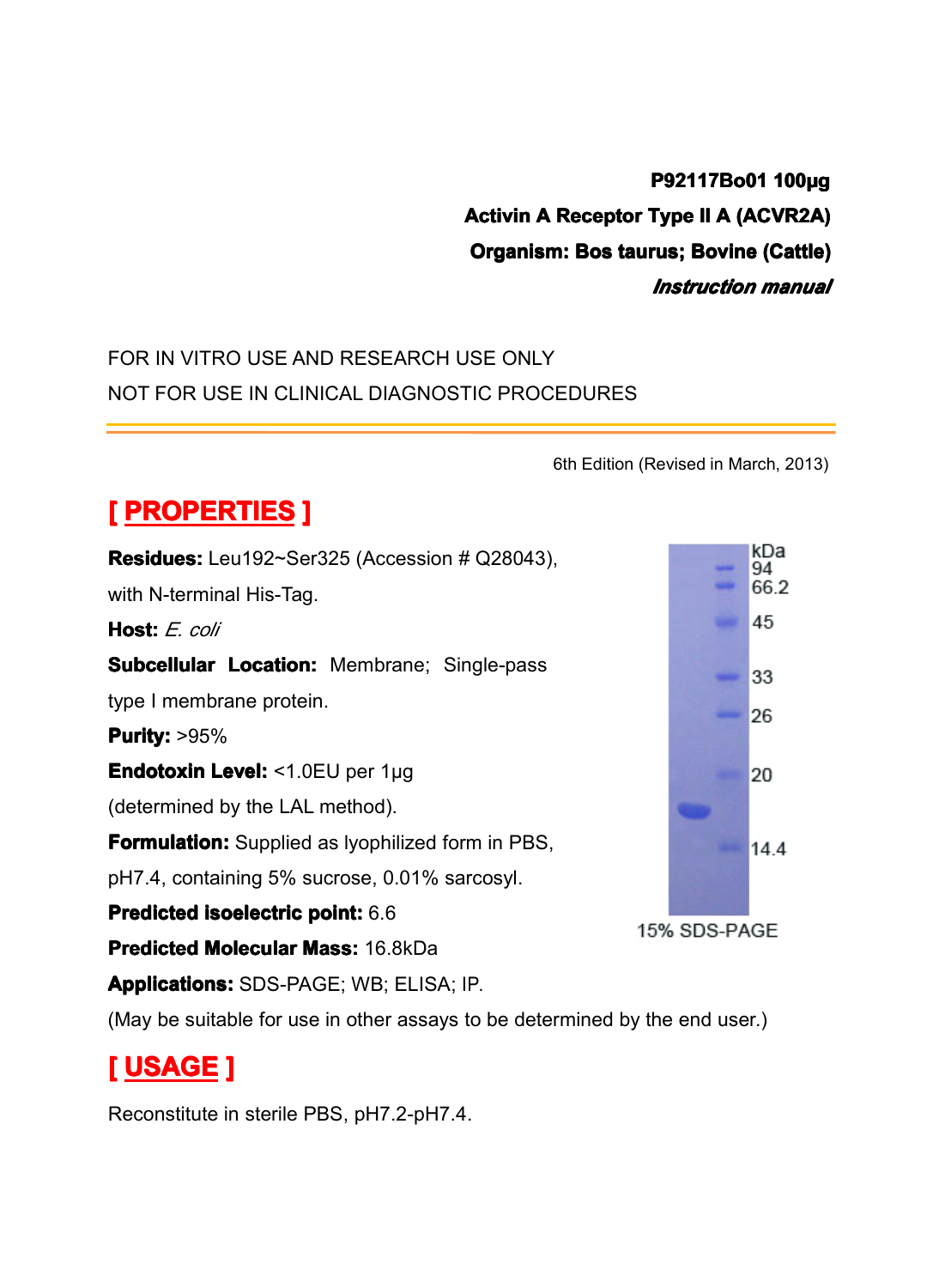**P92117Bo01 100μg**

**Activin A Receptor Type II A (ACVR2A)**

**Organism: Bos taurus; Bovine (Cattle)**

***Instruction manual***

FOR IN VITRO USE AND RESEARCH USE ONLY

NOT FOR USE IN CLINICAL DIAGNOSTIC PROCEDURES

6th Edition (Revised in March, 2013)

## [ PROPERTIES ]

**Residues:** Leu192~Ser325 (Accession # Q28043), with N-terminal His-Tag.

**Host:** *E. coli*

**Subcellular Location:** Membrane; Single-pass type I membrane protein.

**Purity:** >95%

**Endotoxin Level:** <1.0EU per 1μg (determined by the LAL method).

**Formulation:** Supplied as lyophilized form in PBS, pH7.4, containing 5% sucrose, 0.01% sarcosyl.

**Predicted isoelectric point:** 6.6

**Predicted Molecular Mass:** 16.8kDa

**Applications:** SDS-PAGE; WB; ELISA; IP.

(May be suitable for use in other assays to be determined by the end user.)

kDa 94 66.2 45 33 26 20 14.4

15% SDS-PAGE

## [ USAGE ]

Reconstitute in sterile PBS, pH7.2-pH7.4.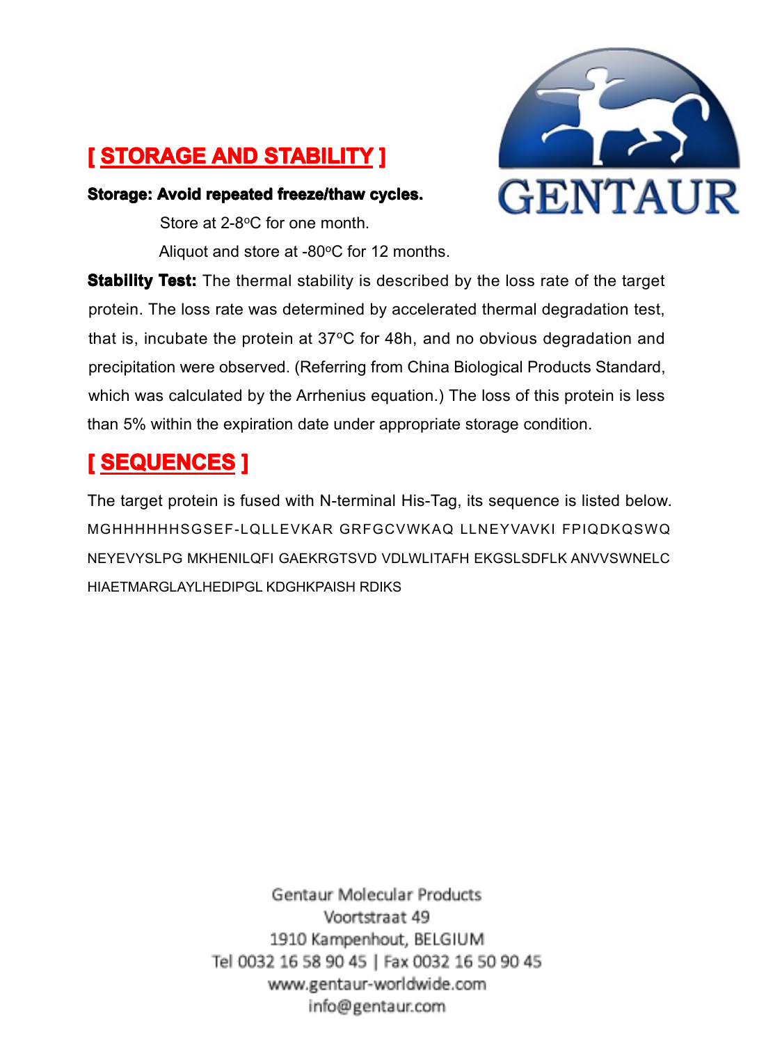## [ STORAGE AND STABILITY ]

**Storage: Avoid repeated freeze/thaw cycles.**

Store at 2-8°C for one month.

Aliquot and store at -80°C for 12 months.

**Stability Test:** The thermal stability is described by the loss rate of the target protein. The loss rate was determined by accelerated thermal degradation test, that is, incubate the protein at 37°C for 48h, and no obvious degradation and precipitation were observed. (Referring from China Biological Products Standard, which was calculated by the Arrhenius equation.) The loss of this protein is less than 5% within the expiration date under appropriate storage condition.

## [ SEQUENCES ]

The target protein is fused with N-terminal His-Tag, its sequence is listed below.

MGHHHHHHSGSEF-LQLLEVKAR GRFGCVWKAQ LLNEYVAVKI FPIQDKQSWQ NEYEVYSLPG MKHENILQFI GAEKRGTSVD VDLWLITAFH EKGSLSDFLK ANVVSWNELC HIAETMARGLAYLHEDIPGL KDGHKPAISH RDIKS